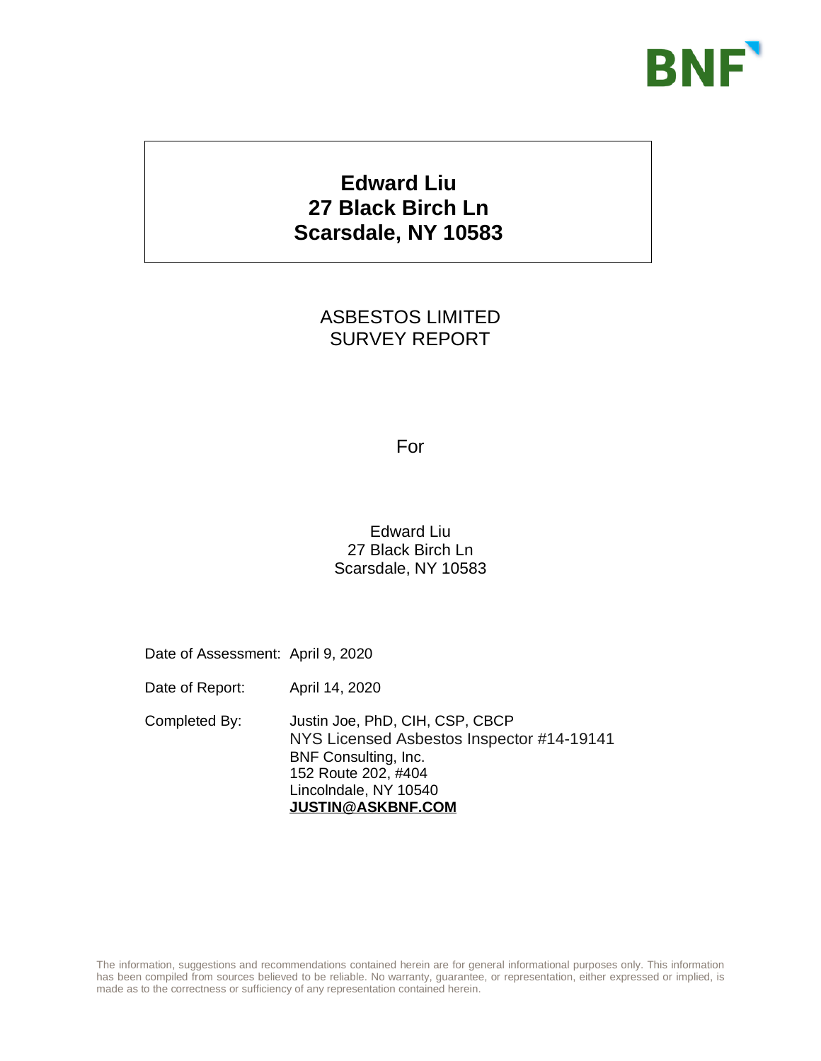BNF

**Edward Liu**
**27 Black Birch Ln**
**Scarsdale, NY 10583**

# ASBESTOS LIMITED SURVEY REPORT

For

Edward Liu
27 Black Birch Ln
Scarsdale, NY 10583

Date of Assessment: April 9, 2020

Date of Report: April 14, 2020

Completed By: Justin Joe, PhD, CIH, CSP, CBCP
NYS Licensed Asbestos Inspector #14-19141
BNF Consulting, Inc.
152 Route 202, #404
Lincolndale, NY 10540
**JUSTIN@ASKBNF.COM**

The information, suggestions and recommendations contained herein are for general informational purposes only. This information has been compiled from sources believed to be reliable. No warranty, guarantee, or representation, either expressed or implied, is made as to the correctness or sufficiency of any representation contained herein.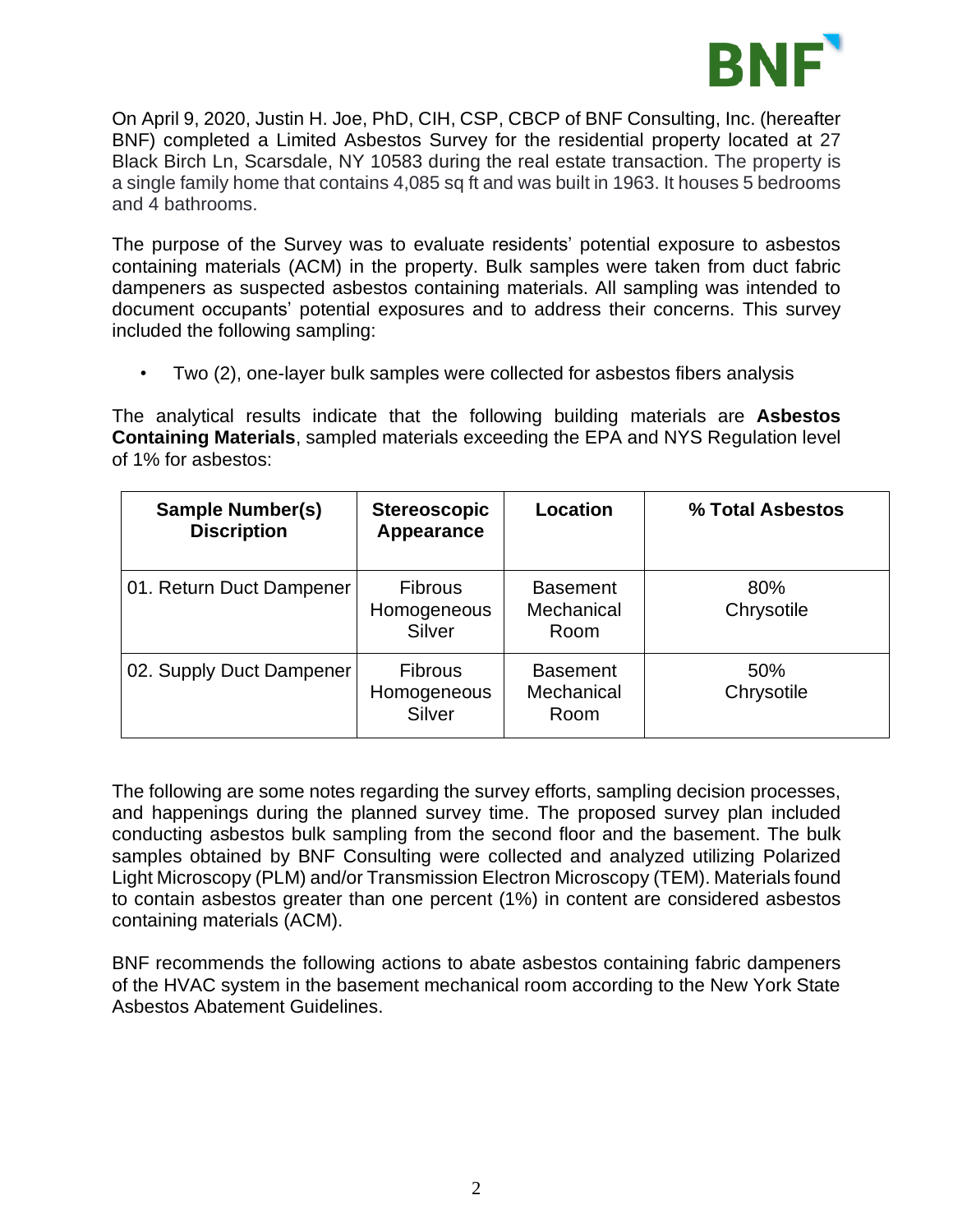On April 9, 2020, Justin H. Joe, PhD, CIH, CSP, CBCP of BNF Consulting, Inc. (hereafter BNF) completed a Limited Asbestos Survey for the residential property located at 27 Black Birch Ln, Scarsdale, NY 10583 during the real estate transaction. The property is a single family home that contains 4,085 sq ft and was built in 1963. It houses 5 bedrooms and 4 bathrooms.

The purpose of the Survey was to evaluate residents' potential exposure to asbestos containing materials (ACM) in the property. Bulk samples were taken from duct fabric dampeners as suspected asbestos containing materials. All sampling was intended to document occupants' potential exposures and to address their concerns. This survey included the following sampling:

- Two (2), one-layer bulk samples were collected for asbestos fibers analysis

The analytical results indicate that the following building materials are **Asbestos Containing Materials**, sampled materials exceeding the EPA and NYS Regulation level of 1% for asbestos:

| Sample Number(s) Discription | Stereoscopic Appearance | Location | % Total Asbestos |
|---|---|---|---|
| 01. Return Duct Dampener | Fibrous Homogeneous Silver | Basement Mechanical Room | 80% Chrysotile |
| 02. Supply Duct Dampener | Fibrous Homogeneous Silver | Basement Mechanical Room | 50% Chrysotile |

The following are some notes regarding the survey efforts, sampling decision processes, and happenings during the planned survey time. The proposed survey plan included conducting asbestos bulk sampling from the second floor and the basement. The bulk samples obtained by BNF Consulting were collected and analyzed utilizing Polarized Light Microscopy (PLM) and/or Transmission Electron Microscopy (TEM). Materials found to contain asbestos greater than one percent (1%) in content are considered asbestos containing materials (ACM).

BNF recommends the following actions to abate asbestos containing fabric dampeners of the HVAC system in the basement mechanical room according to the New York State Asbestos Abatement Guidelines.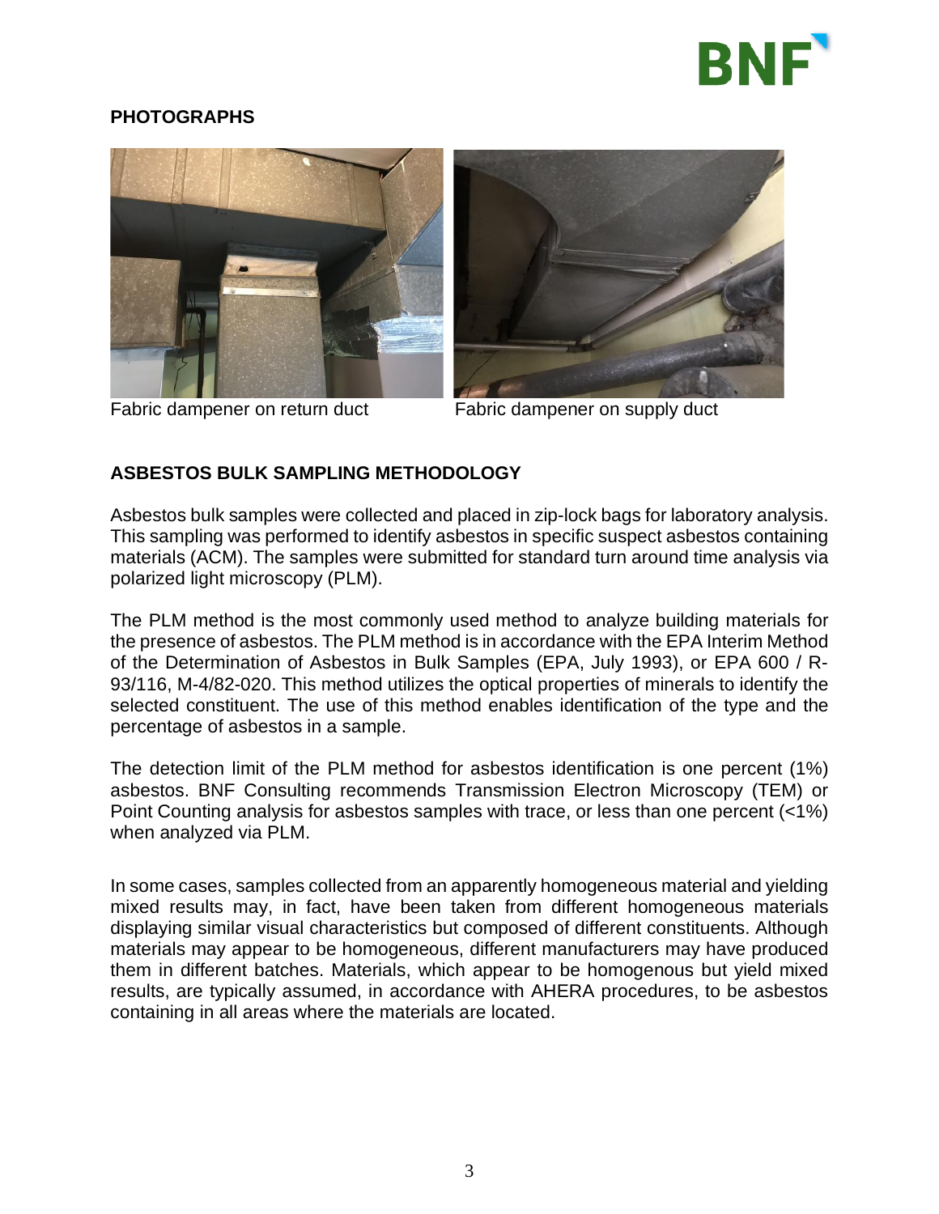## PHOTOGRAPHS

Fabric dampener on return duct

Fabric dampener on supply duct

## ASBESTOS BULK SAMPLING METHODOLOGY

Asbestos bulk samples were collected and placed in zip-lock bags for laboratory analysis. This sampling was performed to identify asbestos in specific suspect asbestos containing materials (ACM). The samples were submitted for standard turn around time analysis via polarized light microscopy (PLM).

The PLM method is the most commonly used method to analyze building materials for the presence of asbestos. The PLM method is in accordance with the EPA Interim Method of the Determination of Asbestos in Bulk Samples (EPA, July 1993), or EPA 600 / R-93/116, M-4/82-020. This method utilizes the optical properties of minerals to identify the selected constituent. The use of this method enables identification of the type and the percentage of asbestos in a sample.

The detection limit of the PLM method for asbestos identification is one percent (1%) asbestos. BNF Consulting recommends Transmission Electron Microscopy (TEM) or Point Counting analysis for asbestos samples with trace, or less than one percent (<1%) when analyzed via PLM.

In some cases, samples collected from an apparently homogeneous material and yielding mixed results may, in fact, have been taken from different homogeneous materials displaying similar visual characteristics but composed of different constituents. Although materials may appear to be homogeneous, different manufacturers may have produced them in different batches. Materials, which appear to be homogenous but yield mixed results, are typically assumed, in accordance with AHERA procedures, to be asbestos containing in all areas where the materials are located.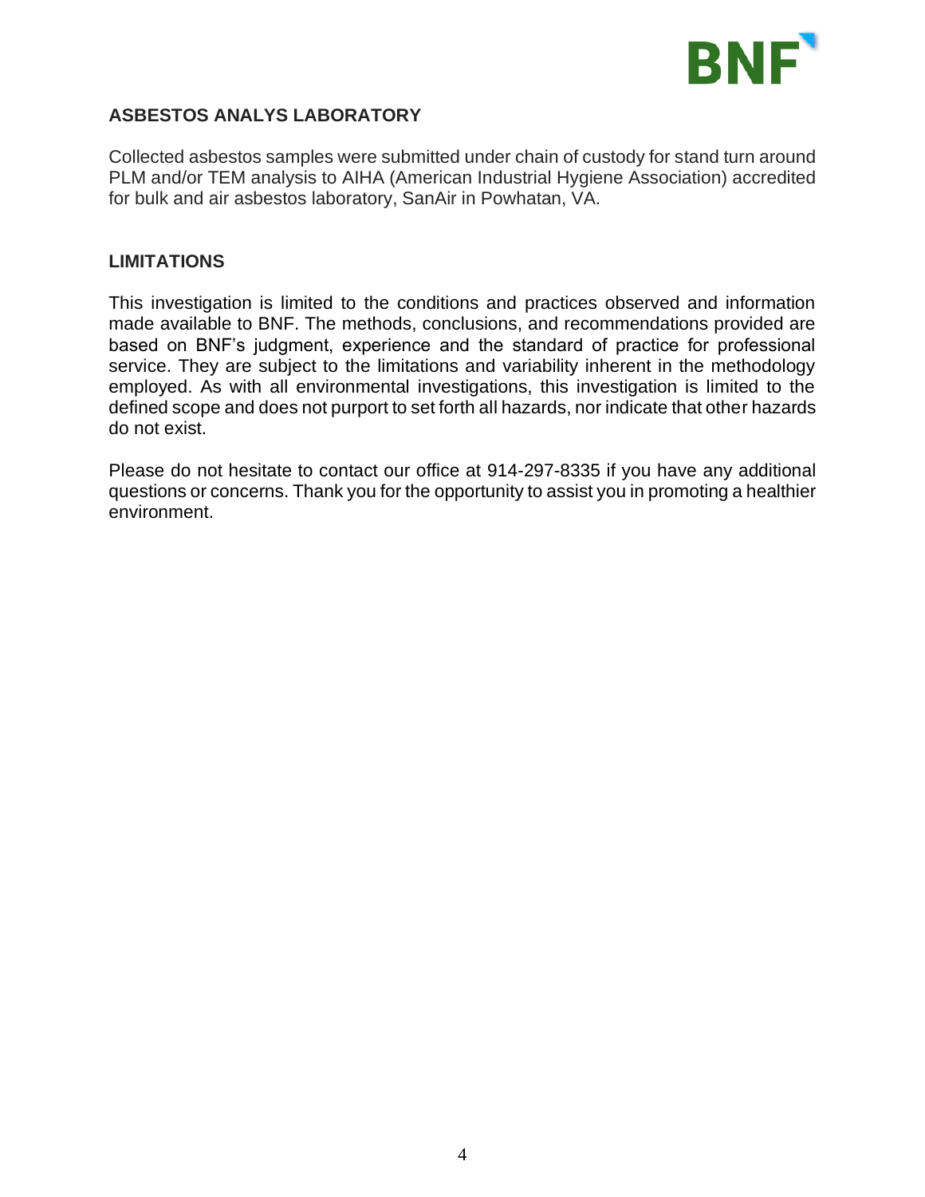## ASBESTOS ANALYS LABORATORY

Collected asbestos samples were submitted under chain of custody for stand turn around PLM and/or TEM analysis to AIHA (American Industrial Hygiene Association) accredited for bulk and air asbestos laboratory, SanAir in Powhatan, VA.

## LIMITATIONS

This investigation is limited to the conditions and practices observed and information made available to BNF. The methods, conclusions, and recommendations provided are based on BNF's judgment, experience and the standard of practice for professional service. They are subject to the limitations and variability inherent in the methodology employed. As with all environmental investigations, this investigation is limited to the defined scope and does not purport to set forth all hazards, nor indicate that other hazards do not exist.

Please do not hesitate to contact our office at 914-297-8335 if you have any additional questions or concerns. Thank you for the opportunity to assist you in promoting a healthier environment.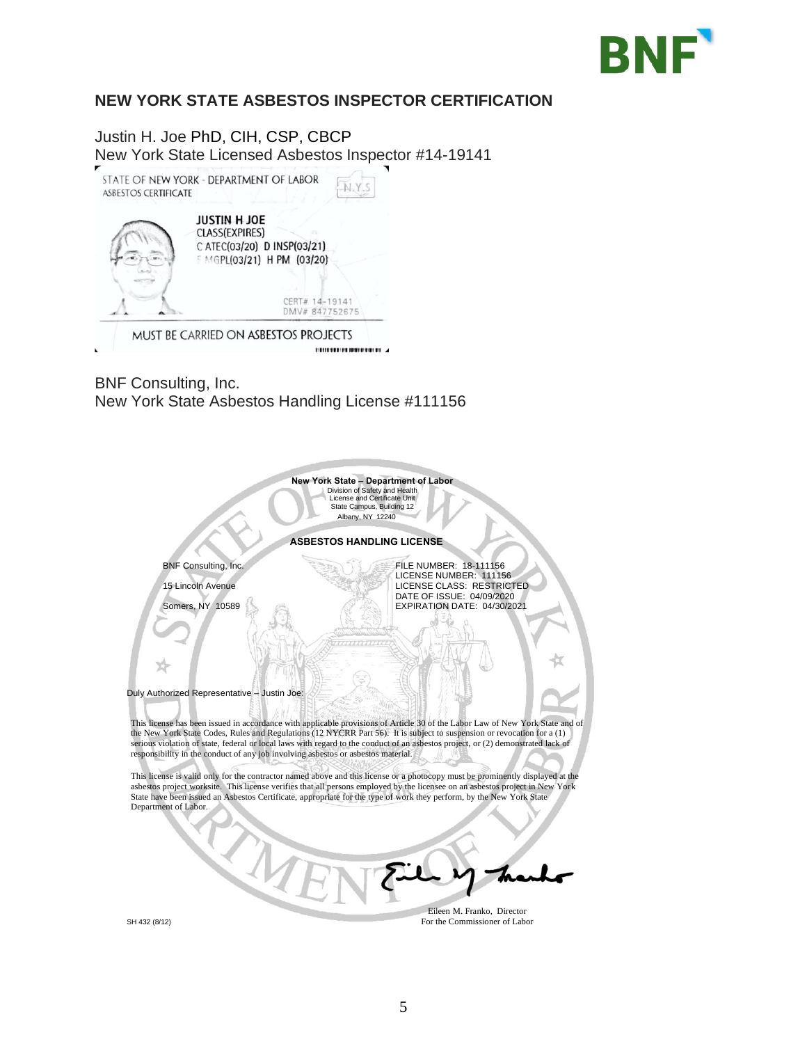BNF

## NEW YORK STATE ASBESTOS INSPECTOR CERTIFICATION

Justin H. Joe PhD, CIH, CSP, CBCP
New York State Licensed Asbestos Inspector #14-19141

STATE OF NEW YORK - DEPARTMENT OF LABOR
ASBESTOS CERTIFICATE

N.Y.S

**JUSTIN H JOE**
CLASS(EXPIRES)
C ATEC(03/20) D INSP(03/21)
E MGPL(03/21) H PM (03/20)

CERT# 14-19141
DMV# 847752675

MUST BE CARRIED ON ASBESTOS PROJECTS

BNF Consulting, Inc.
New York State Asbestos Handling License #111156

**New York State – Department of Labor**
Division of Safety and Health
License and Certificate Unit
State Campus, Building 12
Albany, NY 12240

**ASBESTOS HANDLING LICENSE**

BNF Consulting, Inc.
15 Lincoln Avenue
Somers, NY 10589

FILE NUMBER: 18-111156
LICENSE NUMBER: 111156
LICENSE CLASS: RESTRICTED
DATE OF ISSUE: 04/09/2020
EXPIRATION DATE: 04/30/2021

Duly Authorized Representative – Justin Joe:

This license has been issued in accordance with applicable provisions of Article 30 of the Labor Law of New York State and of the New York State Codes, Rules and Regulations (12 NYCRR Part 56). It is subject to suspension or revocation for a (1) serious violation of state, federal or local laws with regard to the conduct of an asbestos project, or (2) demonstrated lack of responsibility in the conduct of any job involving asbestos or asbestos material.

This license is valid only for the contractor named above and this license or a photocopy must be prominently displayed at the asbestos project worksite. This license verifies that all persons employed by the licensee on an asbestos project in New York State have been issued an Asbestos Certificate, appropriate for the type of work they perform, by the New York State Department of Labor.

Eileen M. Franko, Director
For the Commissioner of Labor

SH 432 (8/12)